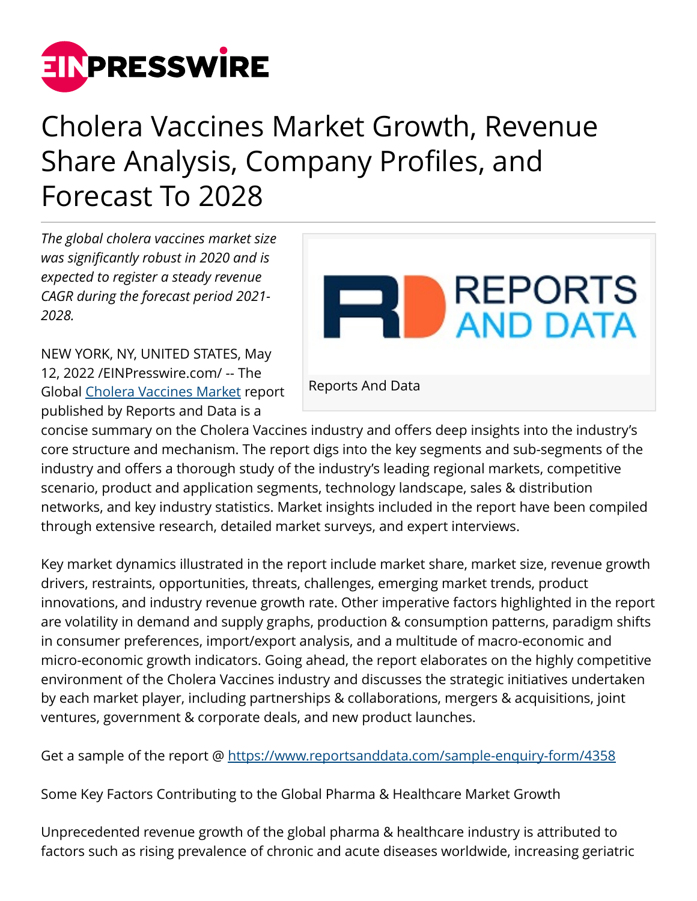# Cholera Vaccines Market Growth, Revenue Share Analysis, Company Profiles, and Forecast To 2028

*The global cholera vaccines market size was significantly robust in 2020 and is expected to register a steady revenue CAGR during the forecast period 2021-2028.*

Reports And Data

NEW YORK, NY, UNITED STATES, May 12, 2022 /EINPresswire.com/ -- The Global Cholera Vaccines Market report published by Reports and Data is a concise summary on the Cholera Vaccines industry and offers deep insights into the industry's core structure and mechanism. The report digs into the key segments and sub-segments of the industry and offers a thorough study of the industry's leading regional markets, competitive scenario, product and application segments, technology landscape, sales & distribution networks, and key industry statistics. Market insights included in the report have been compiled through extensive research, detailed market surveys, and expert interviews.

Key market dynamics illustrated in the report include market share, market size, revenue growth drivers, restraints, opportunities, threats, challenges, emerging market trends, product innovations, and industry revenue growth rate. Other imperative factors highlighted in the report are volatility in demand and supply graphs, production & consumption patterns, paradigm shifts in consumer preferences, import/export analysis, and a multitude of macro-economic and micro-economic growth indicators. Going ahead, the report elaborates on the highly competitive environment of the Cholera Vaccines industry and discusses the strategic initiatives undertaken by each market player, including partnerships & collaborations, mergers & acquisitions, joint ventures, government & corporate deals, and new product launches.

Get a sample of the report @ https://www.reportsanddata.com/sample-enquiry-form/4358

Some Key Factors Contributing to the Global Pharma & Healthcare Market Growth

Unprecedented revenue growth of the global pharma & healthcare industry is attributed to factors such as rising prevalence of chronic and acute diseases worldwide, increasing geriatric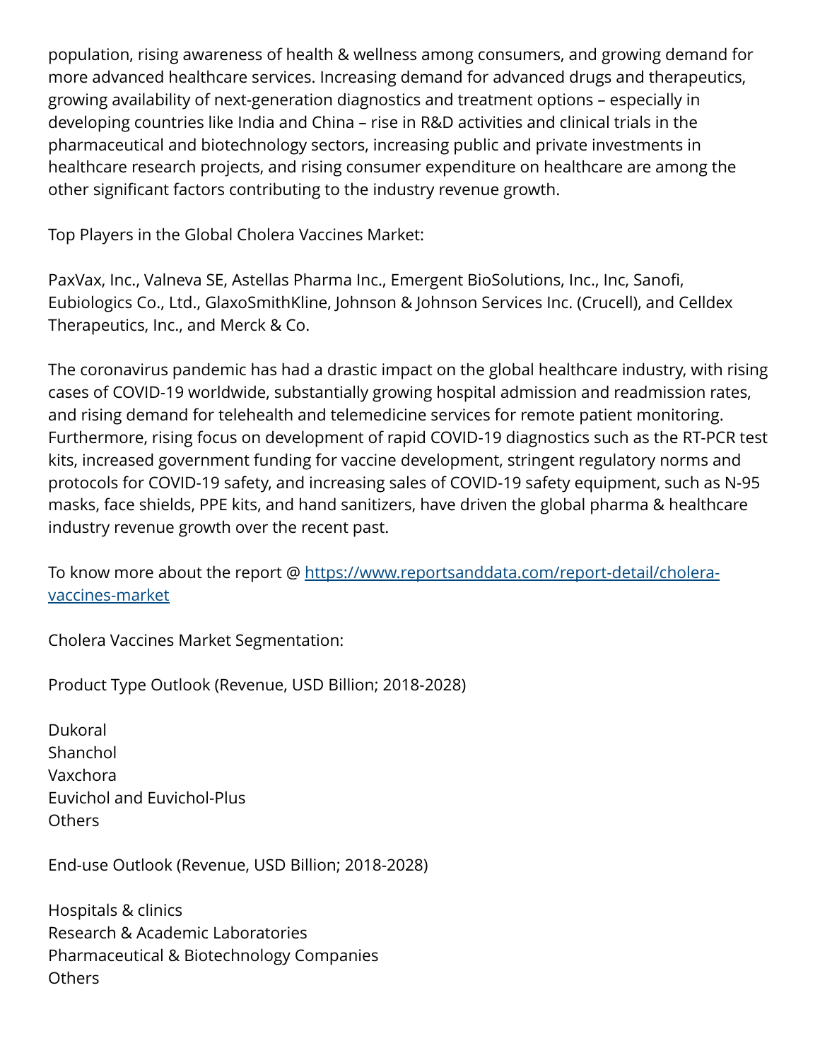population, rising awareness of health & wellness among consumers, and growing demand for more advanced healthcare services. Increasing demand for advanced drugs and therapeutics, growing availability of next-generation diagnostics and treatment options – especially in developing countries like India and China – rise in R&D activities and clinical trials in the pharmaceutical and biotechnology sectors, increasing public and private investments in healthcare research projects, and rising consumer expenditure on healthcare are among the other significant factors contributing to the industry revenue growth.

Top Players in the Global Cholera Vaccines Market:

PaxVax, Inc., Valneva SE, Astellas Pharma Inc., Emergent BioSolutions, Inc., Inc, Sanofi, Eubiologics Co., Ltd., GlaxoSmithKline, Johnson & Johnson Services Inc. (Crucell), and Celldex Therapeutics, Inc., and Merck & Co.

The coronavirus pandemic has had a drastic impact on the global healthcare industry, with rising cases of COVID-19 worldwide, substantially growing hospital admission and readmission rates, and rising demand for telehealth and telemedicine services for remote patient monitoring. Furthermore, rising focus on development of rapid COVID-19 diagnostics such as the RT-PCR test kits, increased government funding for vaccine development, stringent regulatory norms and protocols for COVID-19 safety, and increasing sales of COVID-19 safety equipment, such as N-95 masks, face shields, PPE kits, and hand sanitizers, have driven the global pharma & healthcare industry revenue growth over the recent past.

To know more about the report @ [https://www.reportsanddata.com/report-detail/cholera-vaccines-market](https://www.reportsanddata.com/report-detail/cholera-vaccines-market)

Cholera Vaccines Market Segmentation:

Product Type Outlook (Revenue, USD Billion; 2018-2028)

Dukoral
Shanchol
Vaxchora
Euvichol and Euvichol-Plus
Others

End-use Outlook (Revenue, USD Billion; 2018-2028)

Hospitals & clinics
Research & Academic Laboratories
Pharmaceutical & Biotechnology Companies
Others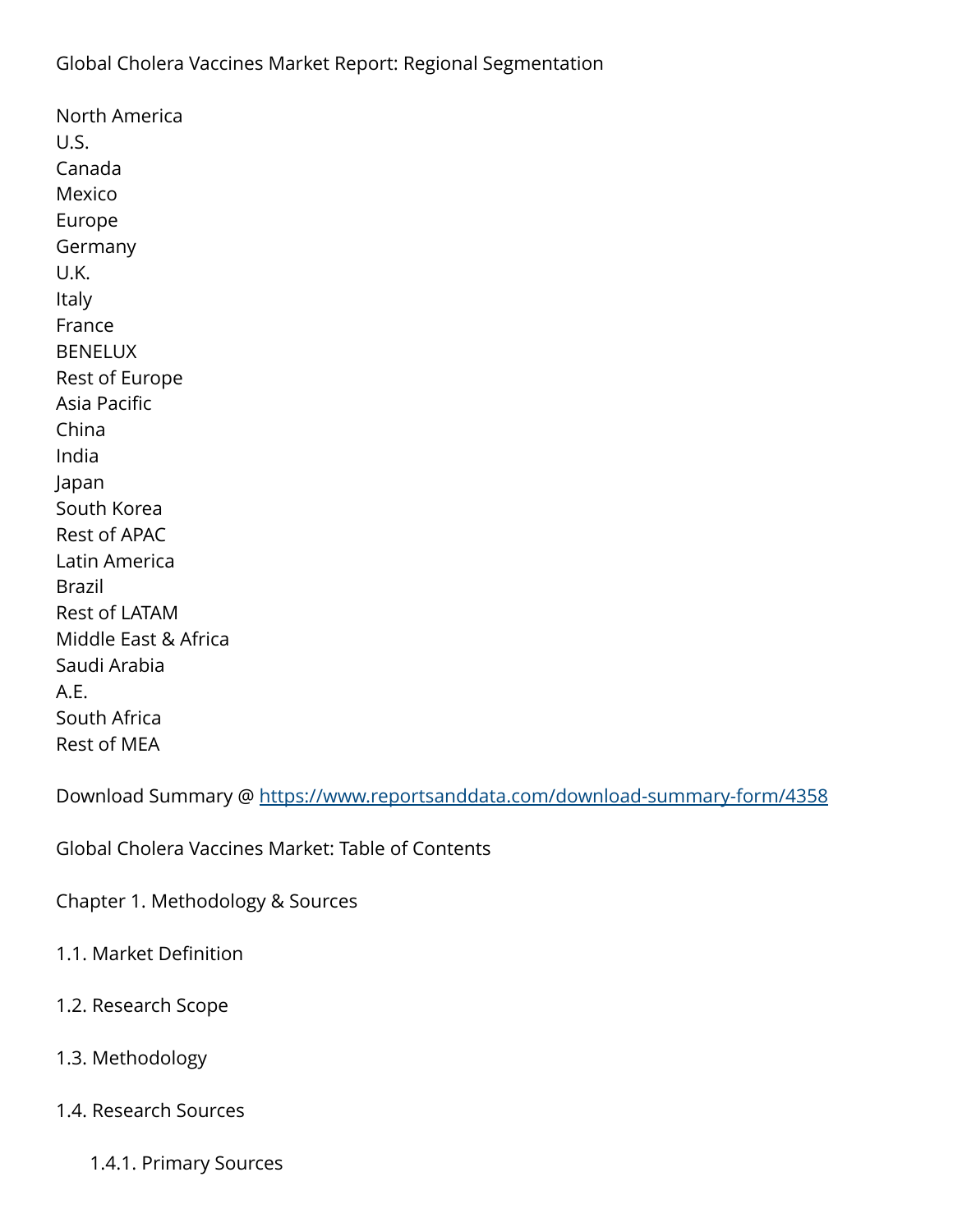Global Cholera Vaccines Market Report: Regional Segmentation

North America
U.S.
Canada
Mexico
Europe
Germany
U.K.
Italy
France
BENELUX
Rest of Europe
Asia Pacific
China
India
Japan
South Korea
Rest of APAC
Latin America
Brazil
Rest of LATAM
Middle East & Africa
Saudi Arabia
A.E.
South Africa
Rest of MEA

Download Summary @ https://www.reportsanddata.com/download-summary-form/4358

Global Cholera Vaccines Market: Table of Contents

Chapter 1. Methodology & Sources

1.1. Market Definition

1.2. Research Scope

1.3. Methodology

1.4. Research Sources

1.4.1. Primary Sources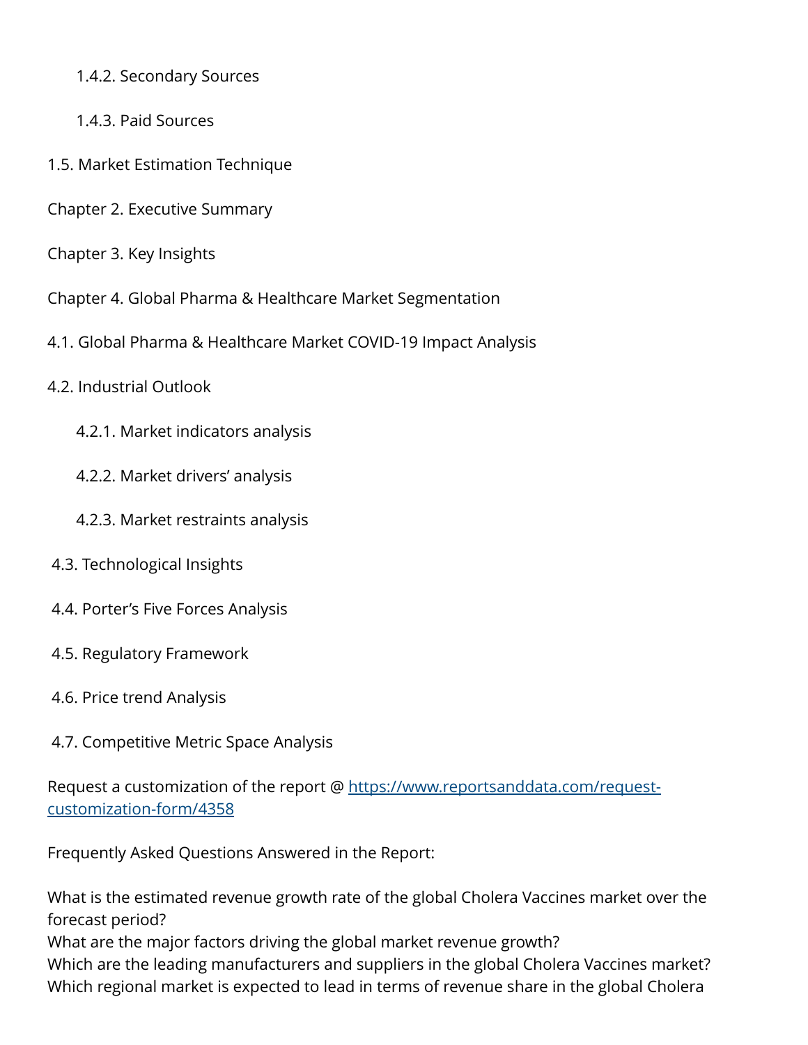1.4.2. Secondary Sources

1.4.3. Paid Sources

1.5. Market Estimation Technique

Chapter 2. Executive Summary

Chapter 3. Key Insights

Chapter 4. Global Pharma & Healthcare Market Segmentation

4.1. Global Pharma & Healthcare Market COVID-19 Impact Analysis

4.2. Industrial Outlook

4.2.1. Market indicators analysis

4.2.2. Market drivers' analysis

4.2.3. Market restraints analysis

4.3. Technological Insights

4.4. Porter's Five Forces Analysis

4.5. Regulatory Framework

4.6. Price trend Analysis

4.7. Competitive Metric Space Analysis

Request a customization of the report @ [https://www.reportsanddata.com/request-customization-form/4358](https://www.reportsanddata.com/request-customization-form/4358)

Frequently Asked Questions Answered in the Report:

What is the estimated revenue growth rate of the global Cholera Vaccines market over the forecast period?
What are the major factors driving the global market revenue growth?
Which are the leading manufacturers and suppliers in the global Cholera Vaccines market?
Which regional market is expected to lead in terms of revenue share in the global Cholera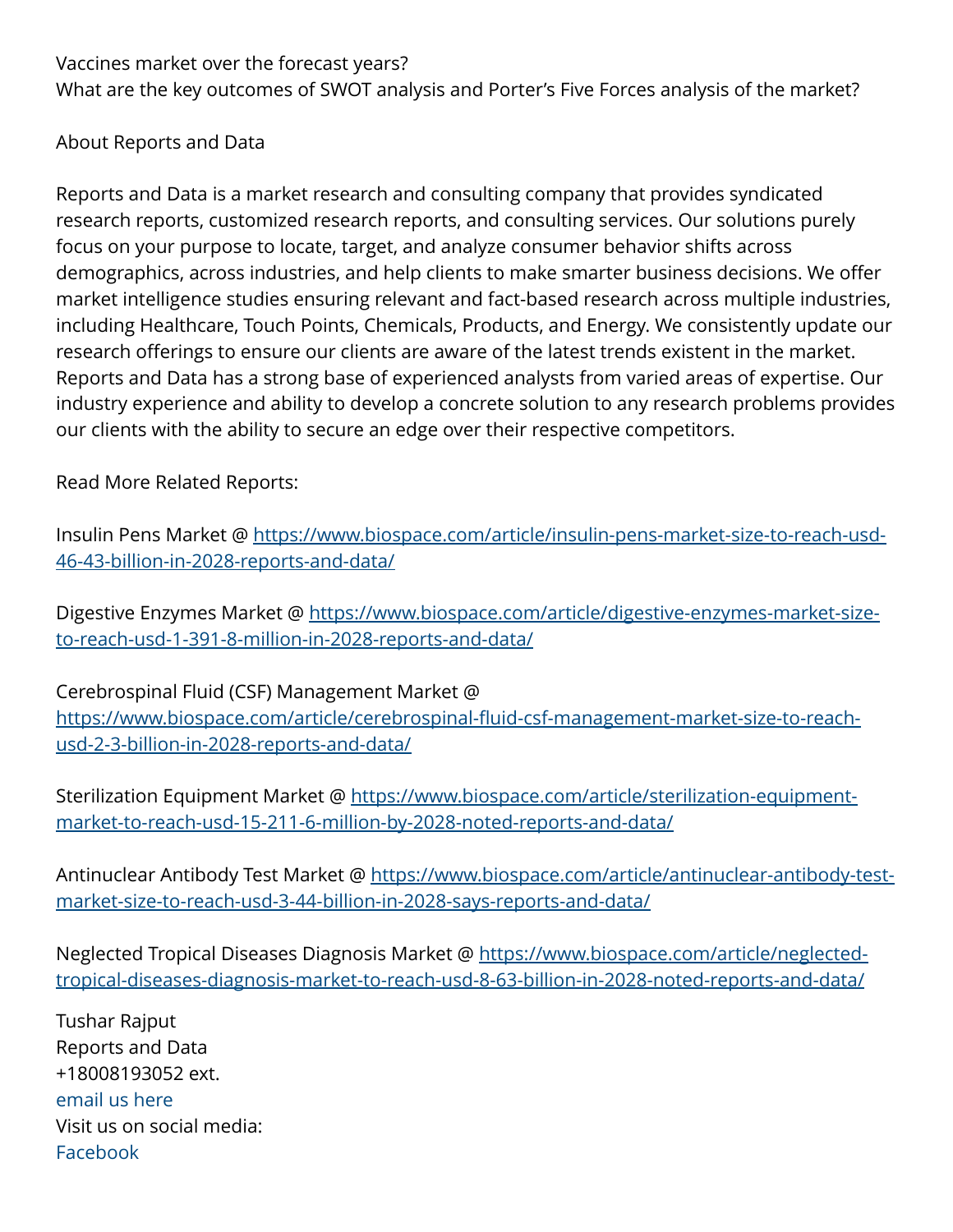Vaccines market over the forecast years?
What are the key outcomes of SWOT analysis and Porter's Five Forces analysis of the market?

About Reports and Data

Reports and Data is a market research and consulting company that provides syndicated research reports, customized research reports, and consulting services. Our solutions purely focus on your purpose to locate, target, and analyze consumer behavior shifts across demographics, across industries, and help clients to make smarter business decisions. We offer market intelligence studies ensuring relevant and fact-based research across multiple industries, including Healthcare, Touch Points, Chemicals, Products, and Energy. We consistently update our research offerings to ensure our clients are aware of the latest trends existent in the market. Reports and Data has a strong base of experienced analysts from varied areas of expertise. Our industry experience and ability to develop a concrete solution to any research problems provides our clients with the ability to secure an edge over their respective competitors.

Read More Related Reports:

Insulin Pens Market @ https://www.biospace.com/article/insulin-pens-market-size-to-reach-usd-46-43-billion-in-2028-reports-and-data/

Digestive Enzymes Market @ https://www.biospace.com/article/digestive-enzymes-market-size-to-reach-usd-1-391-8-million-in-2028-reports-and-data/

Cerebrospinal Fluid (CSF) Management Market @ https://www.biospace.com/article/cerebrospinal-fluid-csf-management-market-size-to-reach-usd-2-3-billion-in-2028-reports-and-data/

Sterilization Equipment Market @ https://www.biospace.com/article/sterilization-equipment-market-to-reach-usd-15-211-6-million-by-2028-noted-reports-and-data/

Antinuclear Antibody Test Market @ https://www.biospace.com/article/antinuclear-antibody-test-market-size-to-reach-usd-3-44-billion-in-2028-says-reports-and-data/

Neglected Tropical Diseases Diagnosis Market @ https://www.biospace.com/article/neglected-tropical-diseases-diagnosis-market-to-reach-usd-8-63-billion-in-2028-noted-reports-and-data/

Tushar Rajput
Reports and Data
+18008193052 ext.
email us here
Visit us on social media:
Facebook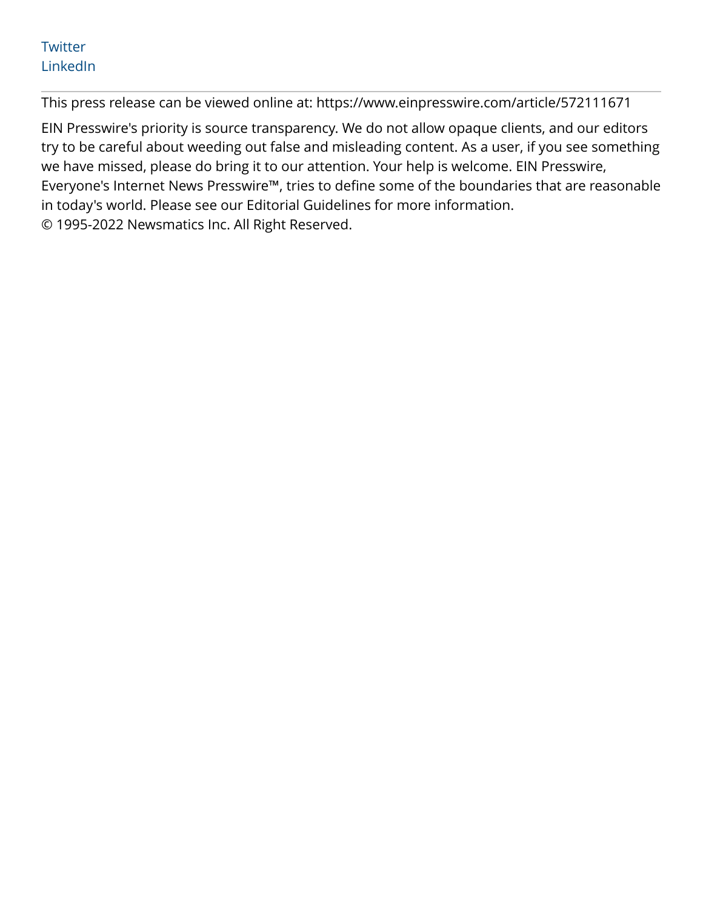Twitter
LinkedIn

---

This press release can be viewed online at: https://www.einpresswire.com/article/572111671

EIN Presswire's priority is source transparency. We do not allow opaque clients, and our editors try to be careful about weeding out false and misleading content. As a user, if you see something we have missed, please do bring it to our attention. Your help is welcome. EIN Presswire, Everyone's Internet News Presswire™, tries to define some of the boundaries that are reasonable in today's world. Please see our Editorial Guidelines for more information.
© 1995-2022 Newsmatics Inc. All Right Reserved.